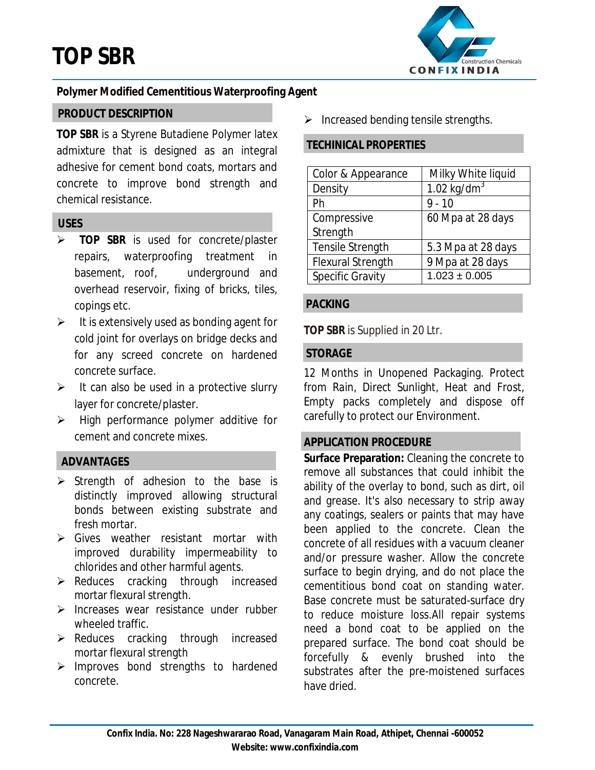# TOP SBR

**Polymer Modified Cementitious Waterproofing Agent**

## PRODUCT DESCRIPTION

**TOP SBR** is a Styrene Butadiene Polymer latex admixture that is designed as an integral adhesive for cement bond coats, mortars and concrete to improve bond strength and chemical resistance.

## USES

- **TOP SBR** is used for concrete/plaster repairs, waterproofing treatment in basement, roof, underground and overhead reservoir, fixing of bricks, tiles, copings etc.
- It is extensively used as bonding agent for cold joint for overlays on bridge decks and for any screed concrete on hardened concrete surface.
- It can also be used in a protective slurry layer for concrete/plaster.
- High performance polymer additive for cement and concrete mixes.

## ADVANTAGES

- Strength of adhesion to the base is distinctly improved allowing structural bonds between existing substrate and fresh mortar.
- Gives weather resistant mortar with improved durability impermeability to chlorides and other harmful agents.
- Reduces cracking through increased mortar flexural strength.
- Increases wear resistance under rubber wheeled traffic.
- Reduces cracking through increased mortar flexural strength
- Improves bond strengths to hardened concrete.
- Increased bending tensile strengths.

## TECHINICAL PROPERTIES

| | |
|---|---|
| Color & Appearance | Milky White liquid |
| Density | 1.02 kg/dm$^3$ |
| Ph | 9 - 10 |
| Compressive Strength | 60 Mpa at 28 days |
| Tensile Strength | 5.3 Mpa at 28 days |
| Flexural Strength | 9 Mpa at 28 days |
| Specific Gravity | 1.023 ± 0.005 |

## PACKING

**TOP SBR** is Supplied in 20 Ltr.

## STORAGE

12 Months in Unopened Packaging. Protect from Rain, Direct Sunlight, Heat and Frost, Empty packs completely and dispose off carefully to protect our Environment.

## APPLICATION PROCEDURE

**Surface Preparation:** Cleaning the concrete to remove all substances that could inhibit the ability of the overlay to bond, such as dirt, oil and grease. It's also necessary to strip away any coatings, sealers or paints that may have been applied to the concrete. Clean the concrete of all residues with a vacuum cleaner and/or pressure washer. Allow the concrete surface to begin drying, and do not place the cementitious bond coat on standing water. Base concrete must be saturated-surface dry to reduce moisture loss.All repair systems need a bond coat to be applied on the prepared surface. The bond coat should be forcefully & evenly brushed into the substrates after the pre-moistened surfaces have dried.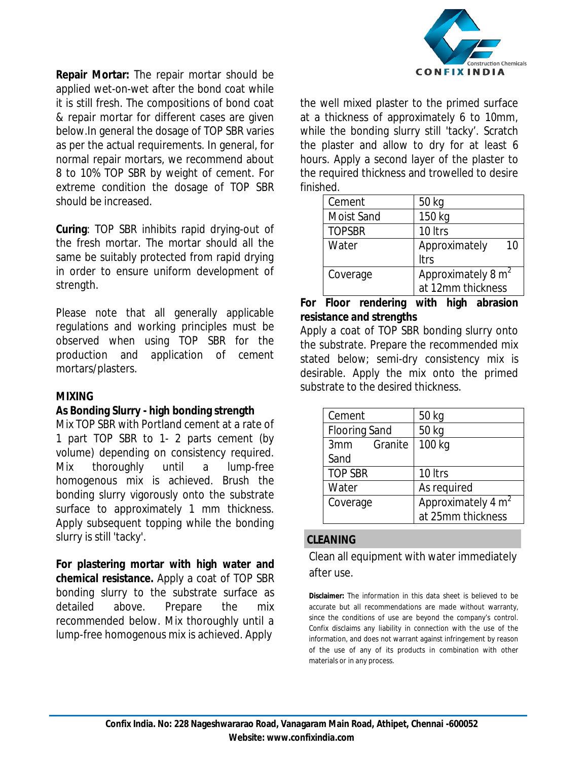**Repair Mortar:** The repair mortar should be applied wet-on-wet after the bond coat while it is still fresh. The compositions of bond coat & repair mortar for different cases are given below.In general the dosage of TOP SBR varies as per the actual requirements. In general, for normal repair mortars, we recommend about 8 to 10% TOP SBR by weight of cement. For extreme condition the dosage of TOP SBR should be increased.

**Curing**: TOP SBR inhibits rapid drying-out of the fresh mortar. The mortar should all the same be suitably protected from rapid drying in order to ensure uniform development of strength.

Please note that all generally applicable regulations and working principles must be observed when using TOP SBR for the production and application of cement mortars/plasters.

## MIXING

**As Bonding Slurry - high bonding strength**

Mix TOP SBR with Portland cement at a rate of 1 part TOP SBR to 1- 2 parts cement (by volume) depending on consistency required. Mix thoroughly until a lump-free homogenous mix is achieved. Brush the bonding slurry vigorously onto the substrate surface to approximately 1 mm thickness. Apply subsequent topping while the bonding slurry is still 'tacky'.

**For plastering mortar with high water and chemical resistance.** Apply a coat of TOP SBR bonding slurry to the substrate surface as detailed above. Prepare the mix recommended below. Mix thoroughly until a lump-free homogenous mix is achieved. Apply the well mixed plaster to the primed surface at a thickness of approximately 6 to 10mm, while the bonding slurry still 'tacky'. Scratch the plaster and allow to dry for at least 6 hours. Apply a second layer of the plaster to the required thickness and trowelled to desire finished.

| | |
|---|---|
| Cement | 50 kg |
| Moist Sand | 150 kg |
| TOPSBR | 10 ltrs |
| Water | Approximately 10 ltrs |
| Coverage | Approximately 8 $m^2$ at 12mm thickness |

**For Floor rendering with high abrasion resistance and strengths**

Apply a coat of TOP SBR bonding slurry onto the substrate. Prepare the recommended mix stated below; semi-dry consistency mix is desirable. Apply the mix onto the primed substrate to the desired thickness.

| | |
|---|---|
| Cement | 50 kg |
| Flooring Sand | 50 kg |
| 3mm Granite Sand | 100 kg |
| TOP SBR | 10 ltrs |
| Water | As required |
| Coverage | Approximately 4 $m^2$ at 25mm thickness |

## CLEANING

Clean all equipment with water immediately after use.

**Disclaimer:** The information in this data sheet is believed to be accurate but all recommendations are made without warranty, since the conditions of use are beyond the company's control. Confix disclaims any liability in connection with the use of the information, and does not warrant against infringement by reason of the use of any of its products in combination with other materials or in any process.